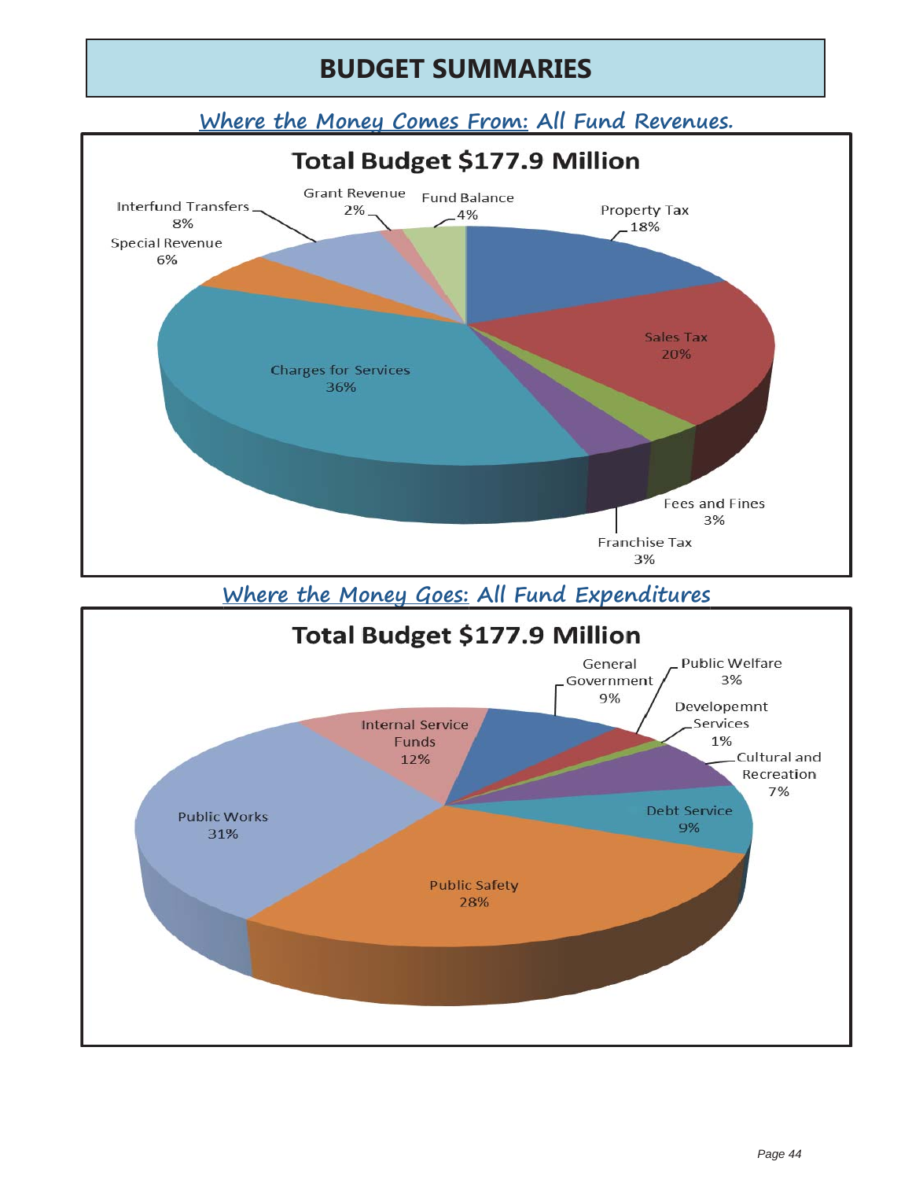# BUDGET SUMMARIES

## *Where the Money Comes From: All Fund Revenues.*

### Total Budget $177.9 Million

| Revenue Source | Percent |
|---|---|
| Property Tax | 18% |
| Sales Tax | 20% |
| Fees and Fines | 3% |
| Franchise Tax | 3% |
| Charges for Services | 36% |
| Special Revenue | 6% |
| Interfund Transfers | 8% |
| Grant Revenue | 2% |
| Fund Balance | 4% |

## *Where the Money Goes: All Fund Expenditures*

### Total Budget $177.9 Million

| Expenditure | Percent |
|---|---|
| General Government | 9% |
| Public Welfare | 3% |
| Developemnt Services | 1% |
| Cultural and Recreation | 7% |
| Debt Service | 9% |
| Public Safety | 28% |
| Public Works | 31% |
| Internal Service Funds | 12% |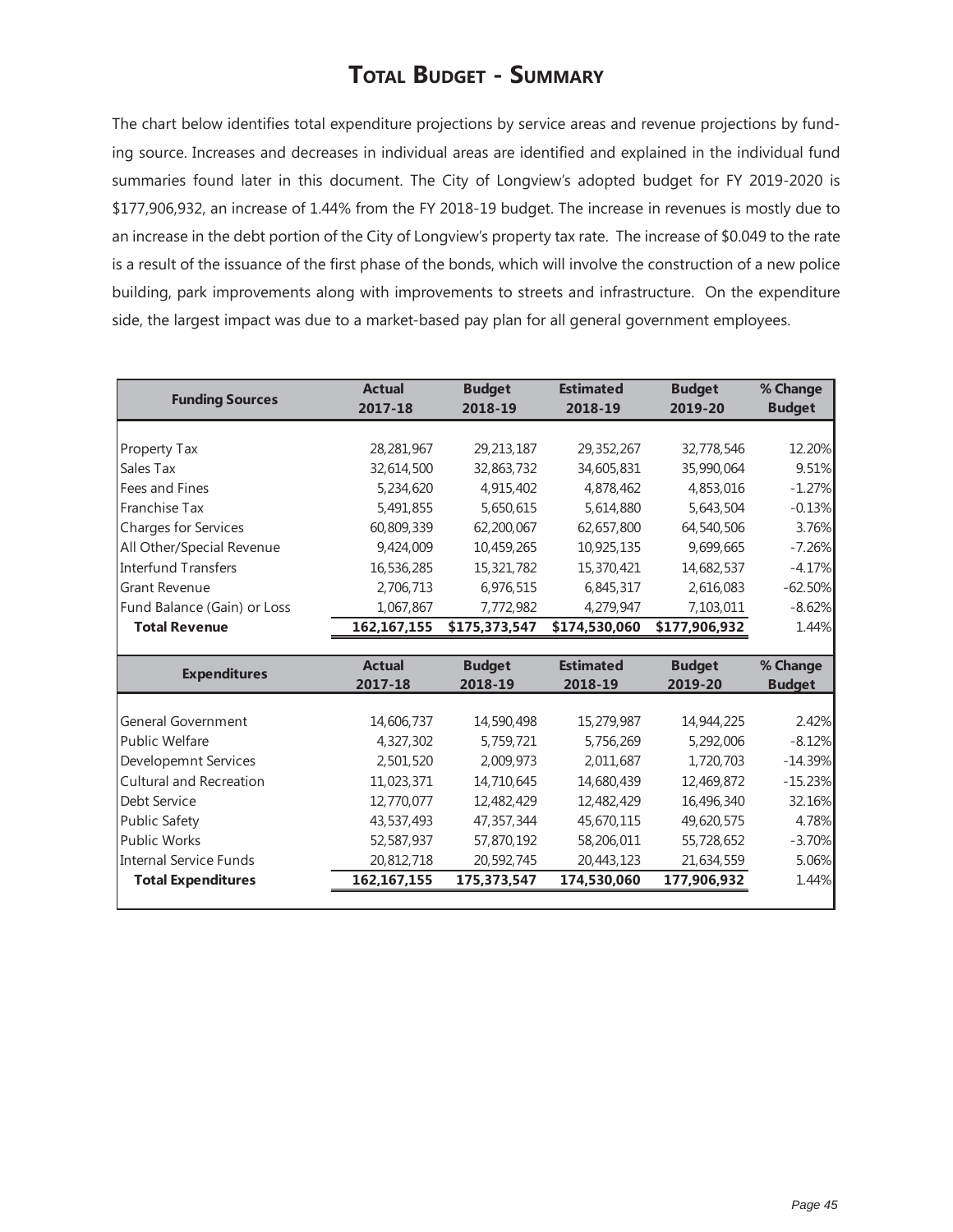# Total Budget - Summary

The chart below identifies total expenditure projections by service areas and revenue projections by funding source. Increases and decreases in individual areas are identified and explained in the individual fund summaries found later in this document. The City of Longview's adopted budget for FY 2019-2020 is $177,906,932, an increase of 1.44% from the FY 2018-19 budget. The increase in revenues is mostly due to an increase in the debt portion of the City of Longview's property tax rate. The increase of $0.049 to the rate is a result of the issuance of the first phase of the bonds, which will involve the construction of a new police building, park improvements along with improvements to streets and infrastructure. On the expenditure side, the largest impact was due to a market-based pay plan for all general government employees.

| Funding Sources | Actual 2017-18 | Budget 2018-19 | Estimated 2018-19 | Budget 2019-20 | % Change Budget |
|---|---|---|---|---|---|
| Property Tax | 28,281,967 | 29,213,187 | 29,352,267 | 32,778,546 | 12.20% |
| Sales Tax | 32,614,500 | 32,863,732 | 34,605,831 | 35,990,064 | 9.51% |
| Fees and Fines | 5,234,620 | 4,915,402 | 4,878,462 | 4,853,016 | -1.27% |
| Franchise Tax | 5,491,855 | 5,650,615 | 5,614,880 | 5,643,504 | -0.13% |
| Charges for Services | 60,809,339 | 62,200,067 | 62,657,800 | 64,540,506 | 3.76% |
| All Other/Special Revenue | 9,424,009 | 10,459,265 | 10,925,135 | 9,699,665 | -7.26% |
| Interfund Transfers | 16,536,285 | 15,321,782 | 15,370,421 | 14,682,537 | -4.17% |
| Grant Revenue | 2,706,713 | 6,976,515 | 6,845,317 | 2,616,083 | -62.50% |
| Fund Balance (Gain) or Loss | 1,067,867 | 7,772,982 | 4,279,947 | 7,103,011 | -8.62% |
| **Total Revenue** | **162,167,155** | **$175,373,547** | **$174,530,060** | **$177,906,932** | 1.44% |

| Expenditures | Actual 2017-18 | Budget 2018-19 | Estimated 2018-19 | Budget 2019-20 | % Change Budget |
|---|---|---|---|---|---|
| General Government | 14,606,737 | 14,590,498 | 15,279,987 | 14,944,225 | 2.42% |
| Public Welfare | 4,327,302 | 5,759,721 | 5,756,269 | 5,292,006 | -8.12% |
| Developemnt Services | 2,501,520 | 2,009,973 | 2,011,687 | 1,720,703 | -14.39% |
| Cultural and Recreation | 11,023,371 | 14,710,645 | 14,680,439 | 12,469,872 | -15.23% |
| Debt Service | 12,770,077 | 12,482,429 | 12,482,429 | 16,496,340 | 32.16% |
| Public Safety | 43,537,493 | 47,357,344 | 45,670,115 | 49,620,575 | 4.78% |
| Public Works | 52,587,937 | 57,870,192 | 58,206,011 | 55,728,652 | -3.70% |
| Internal Service Funds | 20,812,718 | 20,592,745 | 20,443,123 | 21,634,559 | 5.06% |
| **Total Expenditures** | **162,167,155** | **175,373,547** | **174,530,060** | **177,906,932** | 1.44% |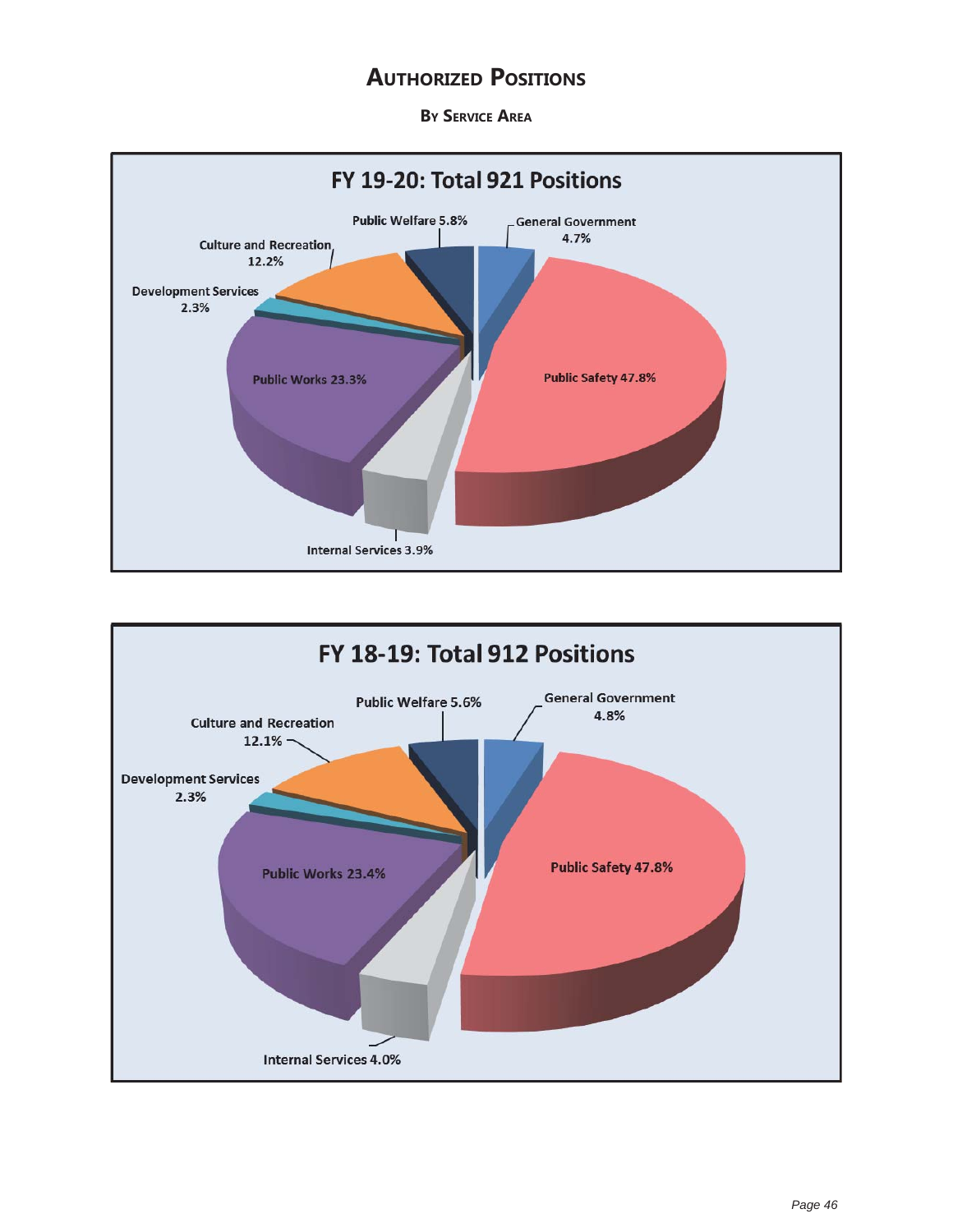# Authorized Positions

## By Service Area

### FY 19-20: Total 921 Positions

- Public Safety 47.8%
- Public Works 23.3%
- Culture and Recreation 12.2%
- Public Welfare 5.8%
- General Government 4.7%
- Internal Services 3.9%
- Development Services 2.3%

### FY 18-19: Total 912 Positions

- Public Safety 47.8%
- Public Works 23.4%
- Culture and Recreation 12.1%
- Public Welfare 5.6%
- General Government 4.8%
- Internal Services 4.0%
- Development Services 2.3%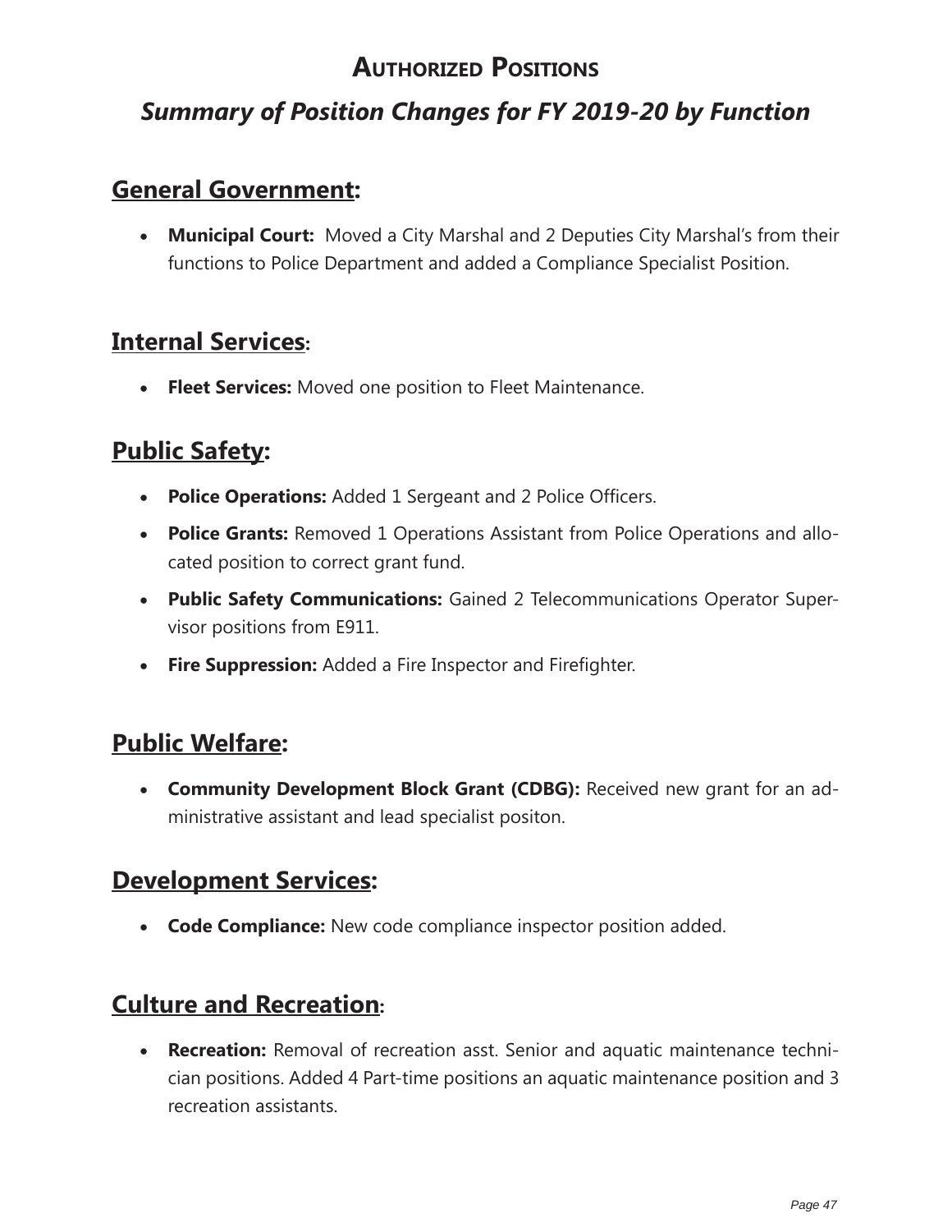# Authorized Positions

## *Summary of Position Changes for FY 2019-20 by Function*

### General Government:

- **Municipal Court:** Moved a City Marshal and 2 Deputies City Marshal's from their functions to Police Department and added a Compliance Specialist Position.

### Internal Services:

- **Fleet Services:** Moved one position to Fleet Maintenance.

### Public Safety:

- **Police Operations:** Added 1 Sergeant and 2 Police Officers.
- **Police Grants:** Removed 1 Operations Assistant from Police Operations and allocated position to correct grant fund.
- **Public Safety Communications:** Gained 2 Telecommunications Operator Supervisor positions from E911.
- **Fire Suppression:** Added a Fire Inspector and Firefighter.

### Public Welfare:

- **Community Development Block Grant (CDBG):** Received new grant for an administrative assistant and lead specialist positon.

### Development Services:

- **Code Compliance:** New code compliance inspector position added.

### Culture and Recreation:

- **Recreation:** Removal of recreation asst. Senior and aquatic maintenance technician positions. Added 4 Part-time positions an aquatic maintenance position and 3 recreation assistants.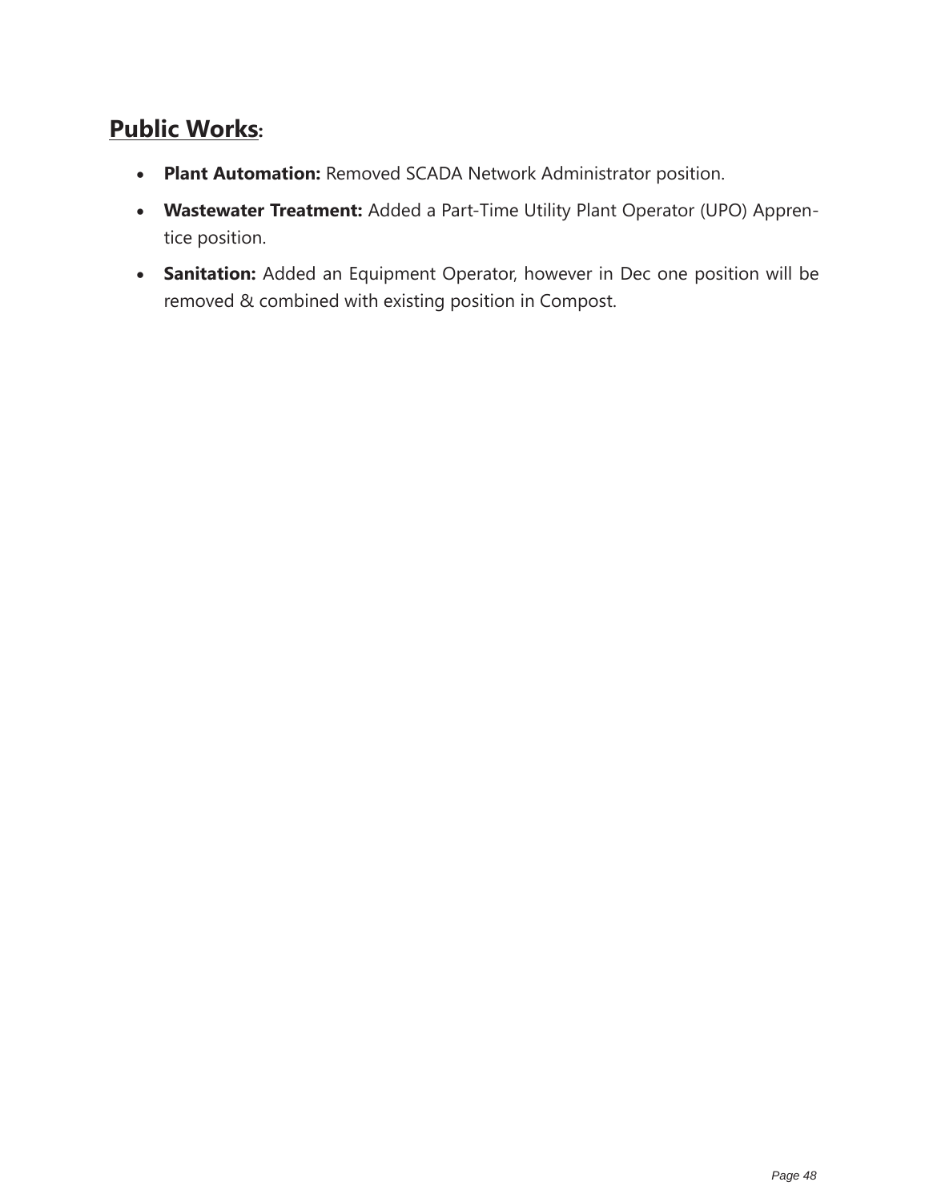## Public Works:

- **Plant Automation:** Removed SCADA Network Administrator position.
- **Wastewater Treatment:** Added a Part-Time Utility Plant Operator (UPO) Apprentice position.
- **Sanitation:** Added an Equipment Operator, however in Dec one position will be removed & combined with existing position in Compost.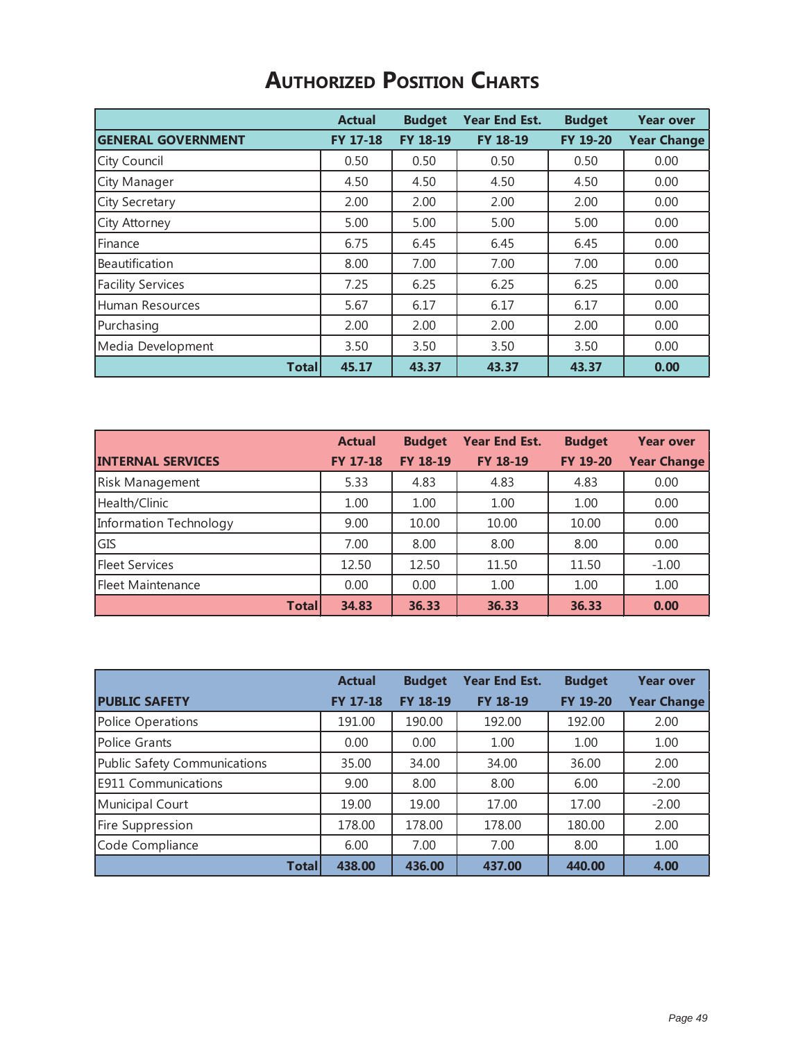# Authorized Position Charts

| GENERAL GOVERNMENT | Actual FY 17-18 | Budget FY 18-19 | Year End Est. FY 18-19 | Budget FY 19-20 | Year over Year Change |
|---|---|---|---|---|---|
| City Council | 0.50 | 0.50 | 0.50 | 0.50 | 0.00 |
| City Manager | 4.50 | 4.50 | 4.50 | 4.50 | 0.00 |
| City Secretary | 2.00 | 2.00 | 2.00 | 2.00 | 0.00 |
| City Attorney | 5.00 | 5.00 | 5.00 | 5.00 | 0.00 |
| Finance | 6.75 | 6.45 | 6.45 | 6.45 | 0.00 |
| Beautification | 8.00 | 7.00 | 7.00 | 7.00 | 0.00 |
| Facility Services | 7.25 | 6.25 | 6.25 | 6.25 | 0.00 |
| Human Resources | 5.67 | 6.17 | 6.17 | 6.17 | 0.00 |
| Purchasing | 2.00 | 2.00 | 2.00 | 2.00 | 0.00 |
| Media Development | 3.50 | 3.50 | 3.50 | 3.50 | 0.00 |
| **Total** | **45.17** | **43.37** | **43.37** | **43.37** | **0.00** |

| INTERNAL SERVICES | Actual FY 17-18 | Budget FY 18-19 | Year End Est. FY 18-19 | Budget FY 19-20 | Year over Year Change |
|---|---|---|---|---|---|
| Risk Management | 5.33 | 4.83 | 4.83 | 4.83 | 0.00 |
| Health/Clinic | 1.00 | 1.00 | 1.00 | 1.00 | 0.00 |
| Information Technology | 9.00 | 10.00 | 10.00 | 10.00 | 0.00 |
| GIS | 7.00 | 8.00 | 8.00 | 8.00 | 0.00 |
| Fleet Services | 12.50 | 12.50 | 11.50 | 11.50 | -1.00 |
| Fleet Maintenance | 0.00 | 0.00 | 1.00 | 1.00 | 1.00 |
| **Total** | **34.83** | **36.33** | **36.33** | **36.33** | **0.00** |

| PUBLIC SAFETY | Actual FY 17-18 | Budget FY 18-19 | Year End Est. FY 18-19 | Budget FY 19-20 | Year over Year Change |
|---|---|---|---|---|---|
| Police Operations | 191.00 | 190.00 | 192.00 | 192.00 | 2.00 |
| Police Grants | 0.00 | 0.00 | 1.00 | 1.00 | 1.00 |
| Public Safety Communications | 35.00 | 34.00 | 34.00 | 36.00 | 2.00 |
| E911 Communications | 9.00 | 8.00 | 8.00 | 6.00 | -2.00 |
| Municipal Court | 19.00 | 19.00 | 17.00 | 17.00 | -2.00 |
| Fire Suppression | 178.00 | 178.00 | 178.00 | 180.00 | 2.00 |
| Code Compliance | 6.00 | 7.00 | 7.00 | 8.00 | 1.00 |
| **Total** | **438.00** | **436.00** | **437.00** | **440.00** | **4.00** |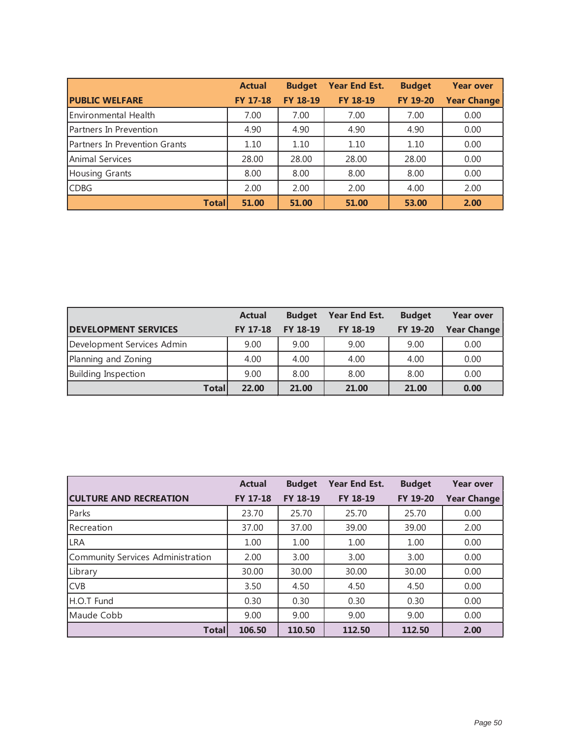| PUBLIC WELFARE | Actual FY 17-18 | Budget FY 18-19 | Year End Est. FY 18-19 | Budget FY 19-20 | Year over Year Change |
|---|---|---|---|---|---|
| Environmental Health | 7.00 | 7.00 | 7.00 | 7.00 | 0.00 |
| Partners In Prevention | 4.90 | 4.90 | 4.90 | 4.90 | 0.00 |
| Partners In Prevention Grants | 1.10 | 1.10 | 1.10 | 1.10 | 0.00 |
| Animal Services | 28.00 | 28.00 | 28.00 | 28.00 | 0.00 |
| Housing Grants | 8.00 | 8.00 | 8.00 | 8.00 | 0.00 |
| CDBG | 2.00 | 2.00 | 2.00 | 4.00 | 2.00 |
| **Total** | **51.00** | **51.00** | **51.00** | **53.00** | **2.00** |

| DEVELOPMENT SERVICES | Actual FY 17-18 | Budget FY 18-19 | Year End Est. FY 18-19 | Budget FY 19-20 | Year over Year Change |
|---|---|---|---|---|---|
| Development Services Admin | 9.00 | 9.00 | 9.00 | 9.00 | 0.00 |
| Planning and Zoning | 4.00 | 4.00 | 4.00 | 4.00 | 0.00 |
| Building Inspection | 9.00 | 8.00 | 8.00 | 8.00 | 0.00 |
| **Total** | **22.00** | **21.00** | **21.00** | **21.00** | **0.00** |

| CULTURE AND RECREATION | Actual FY 17-18 | Budget FY 18-19 | Year End Est. FY 18-19 | Budget FY 19-20 | Year over Year Change |
|---|---|---|---|---|---|
| Parks | 23.70 | 25.70 | 25.70 | 25.70 | 0.00 |
| Recreation | 37.00 | 37.00 | 39.00 | 39.00 | 2.00 |
| LRA | 1.00 | 1.00 | 1.00 | 1.00 | 0.00 |
| Community Services Administration | 2.00 | 3.00 | 3.00 | 3.00 | 0.00 |
| Library | 30.00 | 30.00 | 30.00 | 30.00 | 0.00 |
| CVB | 3.50 | 4.50 | 4.50 | 4.50 | 0.00 |
| H.O.T Fund | 0.30 | 0.30 | 0.30 | 0.30 | 0.00 |
| Maude Cobb | 9.00 | 9.00 | 9.00 | 9.00 | 0.00 |
| **Total** | **106.50** | **110.50** | **112.50** | **112.50** | **2.00** |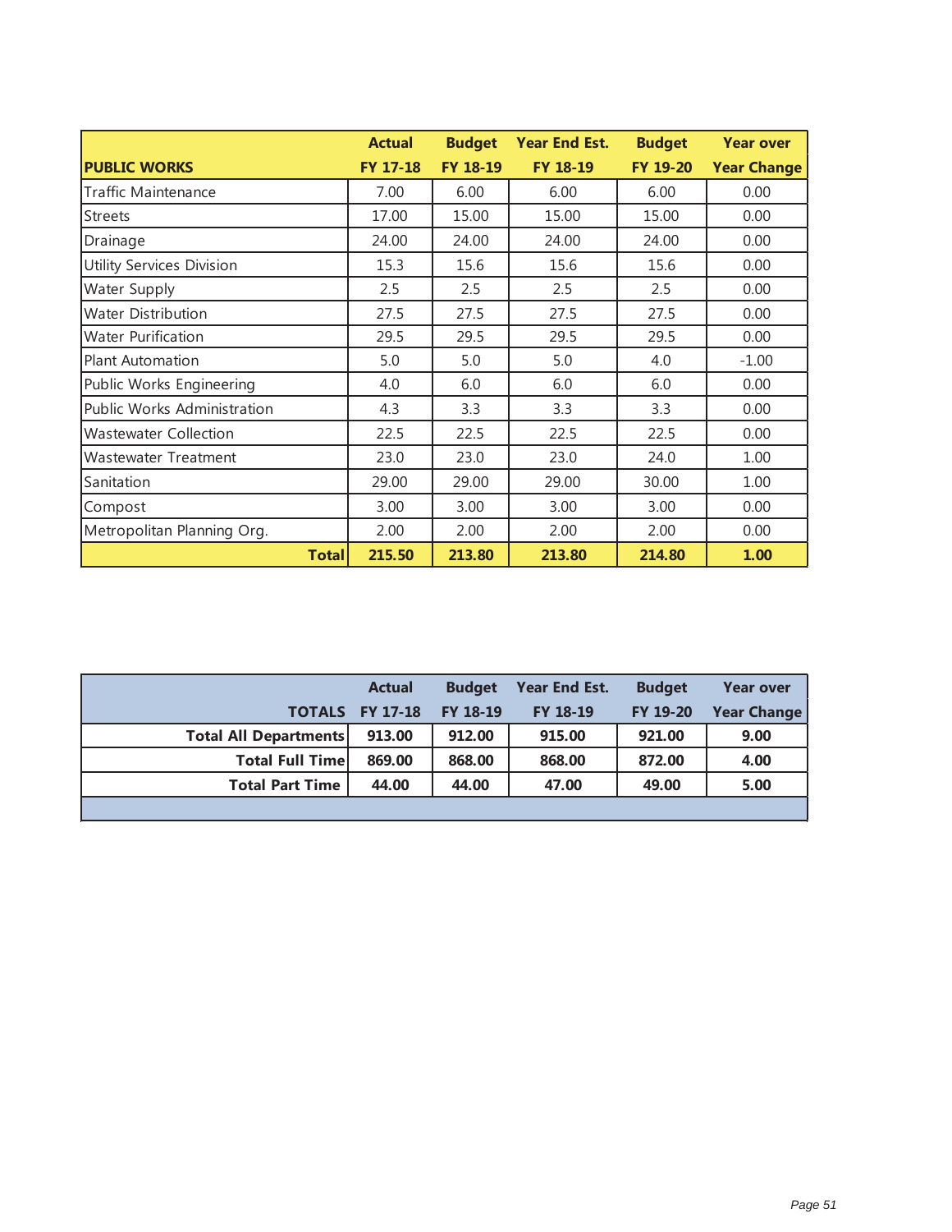| PUBLIC WORKS | Actual FY 17-18 | Budget FY 18-19 | Year End Est. FY 18-19 | Budget FY 19-20 | Year over Year Change |
|---|---|---|---|---|---|
| Traffic Maintenance | 7.00 | 6.00 | 6.00 | 6.00 | 0.00 |
| Streets | 17.00 | 15.00 | 15.00 | 15.00 | 0.00 |
| Drainage | 24.00 | 24.00 | 24.00 | 24.00 | 0.00 |
| Utility Services Division | 15.3 | 15.6 | 15.6 | 15.6 | 0.00 |
| Water Supply | 2.5 | 2.5 | 2.5 | 2.5 | 0.00 |
| Water Distribution | 27.5 | 27.5 | 27.5 | 27.5 | 0.00 |
| Water Purification | 29.5 | 29.5 | 29.5 | 29.5 | 0.00 |
| Plant Automation | 5.0 | 5.0 | 5.0 | 4.0 | -1.00 |
| Public Works Engineering | 4.0 | 6.0 | 6.0 | 6.0 | 0.00 |
| Public Works Administration | 4.3 | 3.3 | 3.3 | 3.3 | 0.00 |
| Wastewater Collection | 22.5 | 22.5 | 22.5 | 22.5 | 0.00 |
| Wastewater Treatment | 23.0 | 23.0 | 23.0 | 24.0 | 1.00 |
| Sanitation | 29.00 | 29.00 | 29.00 | 30.00 | 1.00 |
| Compost | 3.00 | 3.00 | 3.00 | 3.00 | 0.00 |
| Metropolitan Planning Org. | 2.00 | 2.00 | 2.00 | 2.00 | 0.00 |
| **Total** | **215.50** | **213.80** | **213.80** | **214.80** | **1.00** |

| TOTALS | Actual FY 17-18 | Budget FY 18-19 | Year End Est. FY 18-19 | Budget FY 19-20 | Year over Year Change |
|---|---|---|---|---|---|
| **Total All Departments** | **913.00** | **912.00** | **915.00** | **921.00** | **9.00** |
| **Total Full Time** | **869.00** | **868.00** | **868.00** | **872.00** | **4.00** |
| **Total Part Time** | **44.00** | **44.00** | **47.00** | **49.00** | **5.00** |